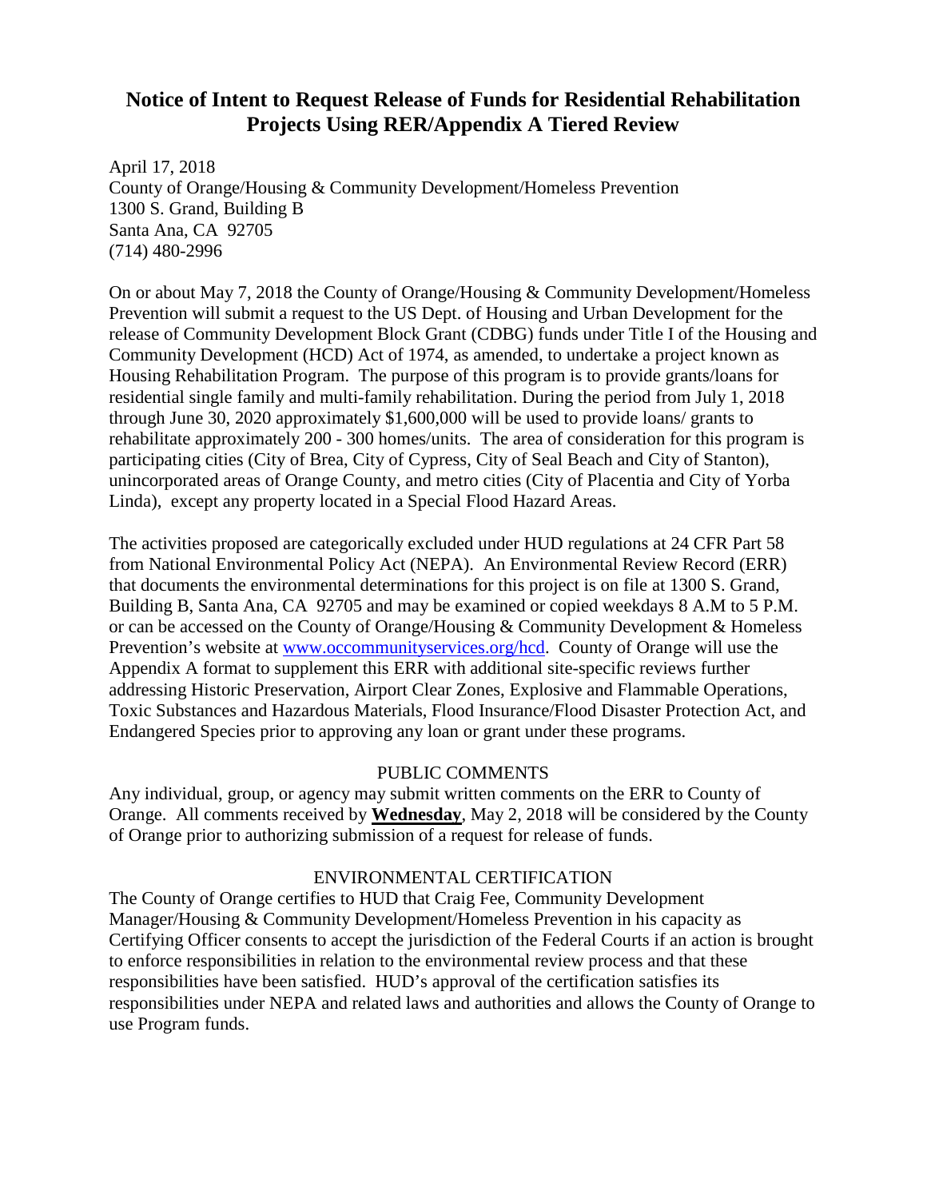# Notice of Intent to Request Release of Funds for Residential Rehabilitation Projects Using RER/Appendix A Tiered Review

April 17, 2018
County of Orange/Housing & Community Development/Homeless Prevention
1300 S. Grand, Building B
Santa Ana, CA 92705
(714) 480-2996

On or about May 7, 2018 the County of Orange/Housing & Community Development/Homeless Prevention will submit a request to the US Dept. of Housing and Urban Development for the release of Community Development Block Grant (CDBG) funds under Title I of the Housing and Community Development (HCD) Act of 1974, as amended, to undertake a project known as Housing Rehabilitation Program. The purpose of this program is to provide grants/loans for residential single family and multi-family rehabilitation. During the period from July 1, 2018 through June 30, 2020 approximately $1,600,000 will be used to provide loans/ grants to rehabilitate approximately 200 - 300 homes/units. The area of consideration for this program is participating cities (City of Brea, City of Cypress, City of Seal Beach and City of Stanton), unincorporated areas of Orange County, and metro cities (City of Placentia and City of Yorba Linda), except any property located in a Special Flood Hazard Areas.

The activities proposed are categorically excluded under HUD regulations at 24 CFR Part 58 from National Environmental Policy Act (NEPA). An Environmental Review Record (ERR) that documents the environmental determinations for this project is on file at 1300 S. Grand, Building B, Santa Ana, CA 92705 and may be examined or copied weekdays 8 A.M to 5 P.M. or can be accessed on the County of Orange/Housing & Community Development & Homeless Prevention's website at www.occommunityservices.org/hcd. County of Orange will use the Appendix A format to supplement this ERR with additional site-specific reviews further addressing Historic Preservation, Airport Clear Zones, Explosive and Flammable Operations, Toxic Substances and Hazardous Materials, Flood Insurance/Flood Disaster Protection Act, and Endangered Species prior to approving any loan or grant under these programs.

## PUBLIC COMMENTS

Any individual, group, or agency may submit written comments on the ERR to County of Orange. All comments received by **Wednesday**, May 2, 2018 will be considered by the County of Orange prior to authorizing submission of a request for release of funds.

## ENVIRONMENTAL CERTIFICATION

The County of Orange certifies to HUD that Craig Fee, Community Development Manager/Housing & Community Development/Homeless Prevention in his capacity as Certifying Officer consents to accept the jurisdiction of the Federal Courts if an action is brought to enforce responsibilities in relation to the environmental review process and that these responsibilities have been satisfied. HUD's approval of the certification satisfies its responsibilities under NEPA and related laws and authorities and allows the County of Orange to use Program funds.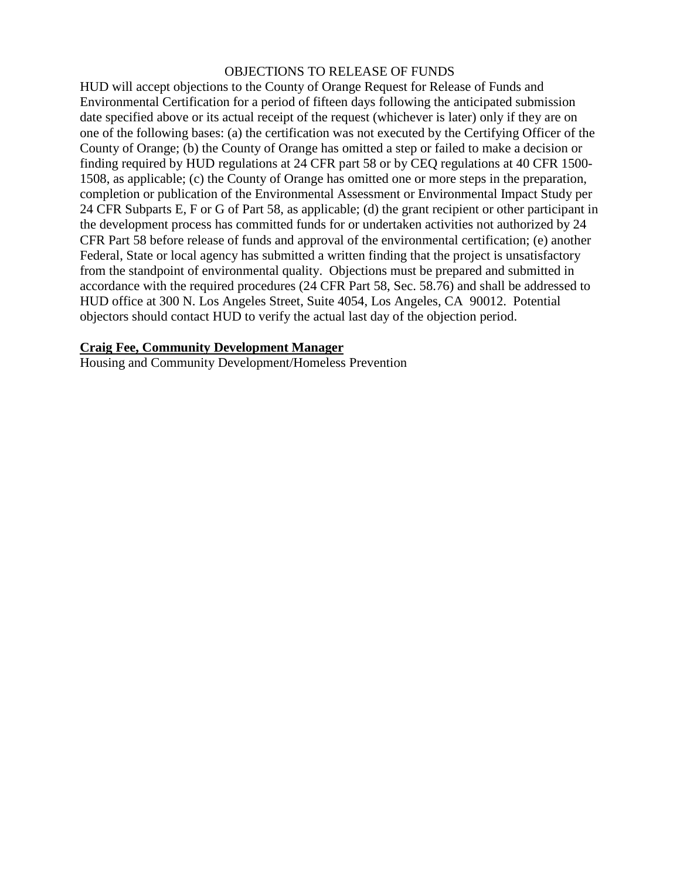## OBJECTIONS TO RELEASE OF FUNDS

HUD will accept objections to the County of Orange Request for Release of Funds and Environmental Certification for a period of fifteen days following the anticipated submission date specified above or its actual receipt of the request (whichever is later) only if they are on one of the following bases: (a) the certification was not executed by the Certifying Officer of the County of Orange; (b) the County of Orange has omitted a step or failed to make a decision or finding required by HUD regulations at 24 CFR part 58 or by CEQ regulations at 40 CFR 1500-1508, as applicable; (c) the County of Orange has omitted one or more steps in the preparation, completion or publication of the Environmental Assessment or Environmental Impact Study per 24 CFR Subparts E, F or G of Part 58, as applicable; (d) the grant recipient or other participant in the development process has committed funds for or undertaken activities not authorized by 24 CFR Part 58 before release of funds and approval of the environmental certification; (e) another Federal, State or local agency has submitted a written finding that the project is unsatisfactory from the standpoint of environmental quality. Objections must be prepared and submitted in accordance with the required procedures (24 CFR Part 58, Sec. 58.76) and shall be addressed to HUD office at 300 N. Los Angeles Street, Suite 4054, Los Angeles, CA 90012. Potential objectors should contact HUD to verify the actual last day of the objection period.

**Craig Fee, Community Development Manager**
Housing and Community Development/Homeless Prevention